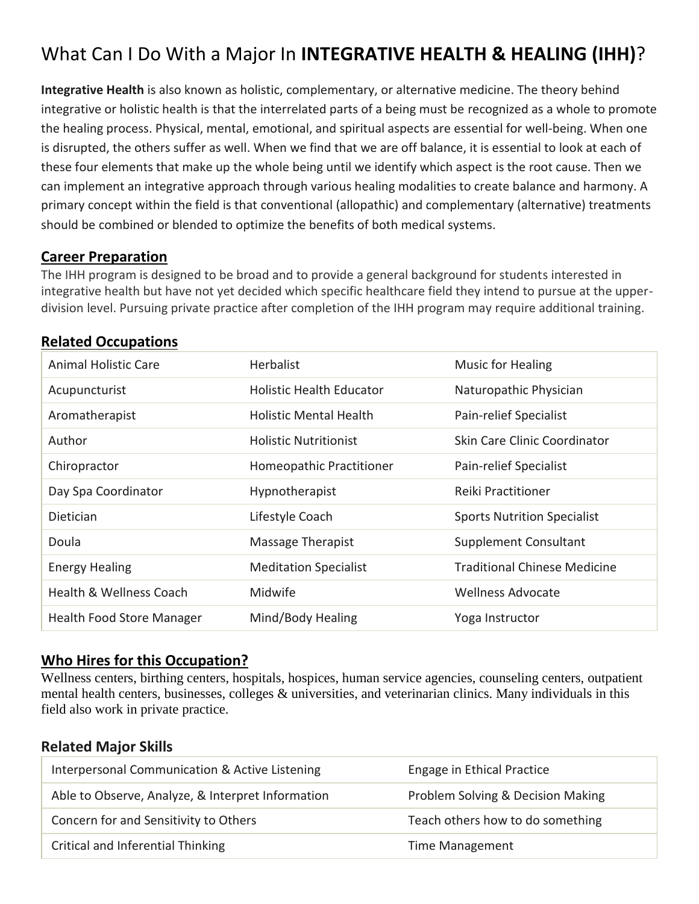# What Can I Do With a Major In **INTEGRATIVE HEALTH & HEALING (IHH)**?

**Integrative Health** is also known as holistic, complementary, or alternative medicine. The theory behind integrative or holistic health is that the interrelated parts of a being must be recognized as a whole to promote the healing process. Physical, mental, emotional, and spiritual aspects are essential for well-being. When one is disrupted, the others suffer as well. When we find that we are off balance, it is essential to look at each of these four elements that make up the whole being until we identify which aspect is the root cause. Then we can implement an integrative approach through various healing modalities to create balance and harmony. A primary concept within the field is that conventional (allopathic) and complementary (alternative) treatments should be combined or blended to optimize the benefits of both medical systems.

## Career Preparation

The IHH program is designed to be broad and to provide a general background for students interested in integrative health but have not yet decided which specific healthcare field they intend to pursue at the upper-division level. Pursuing private practice after completion of the IHH program may require additional training.

## Related Occupations

| | | |
|---|---|---|
| Animal Holistic Care | Herbalist | Music for Healing |
| Acupuncturist | Holistic Health Educator | Naturopathic Physician |
| Aromatherapist | Holistic Mental Health | Pain-relief Specialist |
| Author | Holistic Nutritionist | Skin Care Clinic Coordinator |
| Chiropractor | Homeopathic Practitioner | Pain-relief Specialist |
| Day Spa Coordinator | Hypnotherapist | Reiki Practitioner |
| Dietician | Lifestyle Coach | Sports Nutrition Specialist |
| Doula | Massage Therapist | Supplement Consultant |
| Energy Healing | Meditation Specialist | Traditional Chinese Medicine |
| Health & Wellness Coach | Midwife | Wellness Advocate |
| Health Food Store Manager | Mind/Body Healing | Yoga Instructor |

## Who Hires for this Occupation?

Wellness centers, birthing centers, hospitals, hospices, human service agencies, counseling centers, outpatient mental health centers, businesses, colleges & universities, and veterinarian clinics. Many individuals in this field also work in private practice.

## Related Major Skills

| | |
|---|---|
| Interpersonal Communication & Active Listening | Engage in Ethical Practice |
| Able to Observe, Analyze, & Interpret Information | Problem Solving & Decision Making |
| Concern for and Sensitivity to Others | Teach others how to do something |
| Critical and Inferential Thinking | Time Management |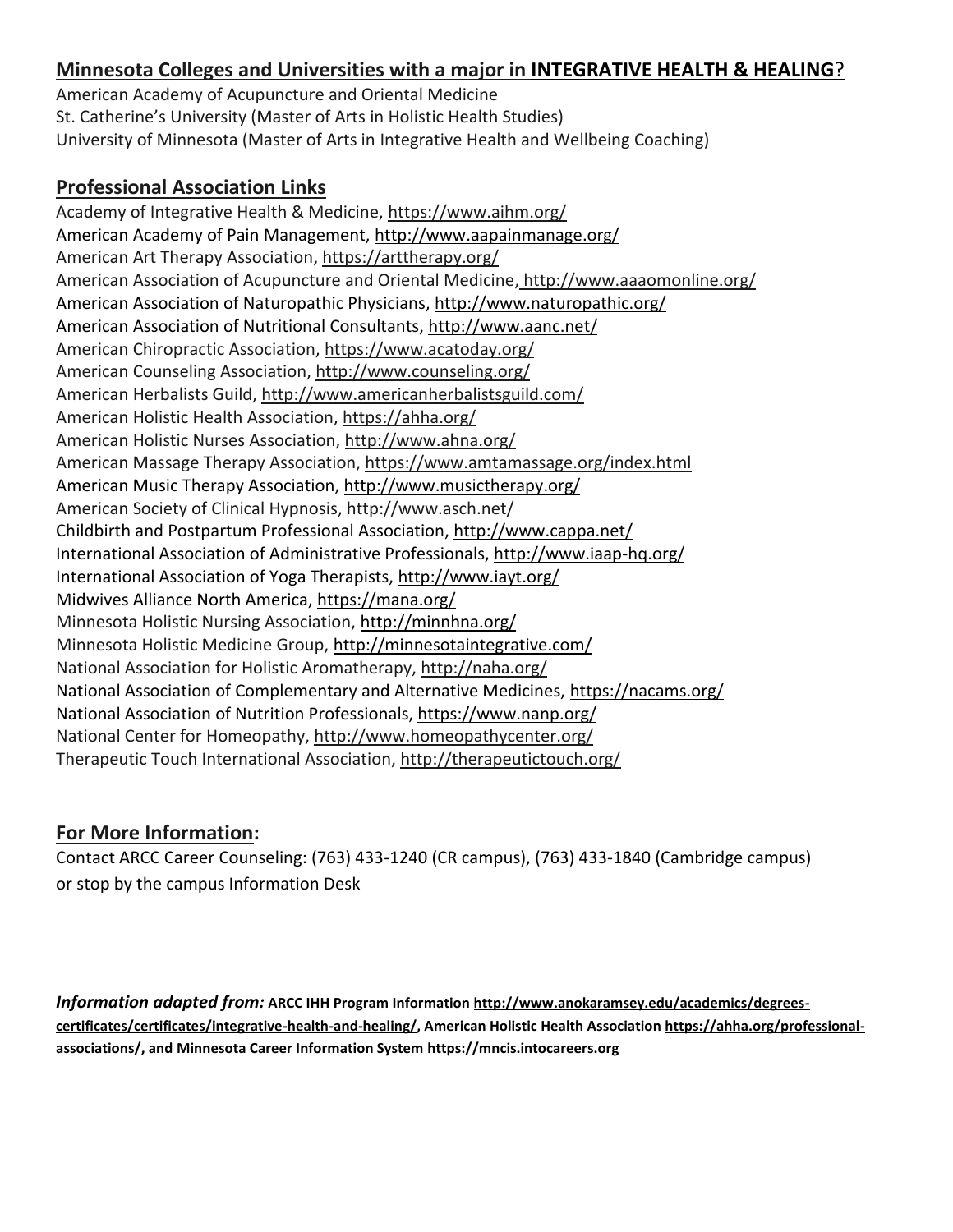## **Minnesota Colleges and Universities with a major in INTEGRATIVE HEALTH & HEALING**?

American Academy of Acupuncture and Oriental Medicine
St. Catherine's University (Master of Arts in Holistic Health Studies)
University of Minnesota (Master of Arts in Integrative Health and Wellbeing Coaching)

## **Professional Association Links**

Academy of Integrative Health & Medicine, https://www.aihm.org/
American Academy of Pain Management, http://www.aapainmanage.org/
American Art Therapy Association, https://arttherapy.org/
American Association of Acupuncture and Oriental Medicine, http://www.aaaomonline.org/
American Association of Naturopathic Physicians, http://www.naturopathic.org/
American Association of Nutritional Consultants, http://www.aanc.net/
American Chiropractic Association, https://www.acatoday.org/
American Counseling Association, http://www.counseling.org/
American Herbalists Guild, http://www.americanherbalistsguild.com/
American Holistic Health Association, https://ahha.org/
American Holistic Nurses Association, http://www.ahna.org/
American Massage Therapy Association, https://www.amtamassage.org/index.html
American Music Therapy Association, http://www.musictherapy.org/
American Society of Clinical Hypnosis, http://www.asch.net/
Childbirth and Postpartum Professional Association, http://www.cappa.net/
International Association of Administrative Professionals, http://www.iaap-hq.org/
International Association of Yoga Therapists, http://www.iayt.org/
Midwives Alliance North America, https://mana.org/
Minnesota Holistic Nursing Association, http://minnhna.org/
Minnesota Holistic Medicine Group, http://minnesotaintegrative.com/
National Association for Holistic Aromatherapy, http://naha.org/
National Association of Complementary and Alternative Medicines, https://nacams.org/
National Association of Nutrition Professionals, https://www.nanp.org/
National Center for Homeopathy, http://www.homeopathycenter.org/
Therapeutic Touch International Association, http://therapeutictouch.org/

## **For More Information:**

Contact ARCC Career Counseling: (763) 433-1240 (CR campus), (763) 433-1840 (Cambridge campus) or stop by the campus Information Desk

***Information adapted from:*** **ARCC IHH Program Information http://www.anokaramsey.edu/academics/degrees-certificates/certificates/integrative-health-and-healing/, American Holistic Health Association https://ahha.org/professional-associations/, and Minnesota Career Information System https://mncis.intocareers.org**